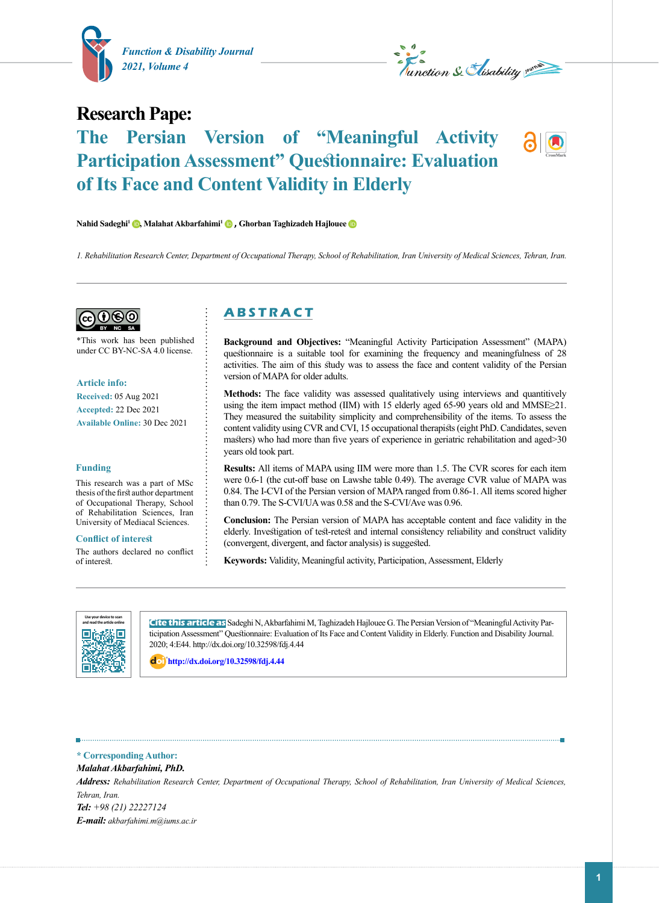**Research Pape:**

# The Persian Version of "Meaningful Activity Participation Assessment" Questionnaire: Evaluation of Its Face and Content Validity in Elderly

**Nahid Sadeghi[1], Malahat Akbarfahimi[1], Ghorban Taghizadeh Hajlouee**

*1. Rehabilitation Research Center, Department of Occupational Therapy, School of Rehabilitation, Iran University of Medical Sciences, Tehran, Iran.*

*This work has been published under CC BY-NC-SA 4.0 license.

**Article info:**

**Received:** 05 Aug 2021

**Accepted:** 22 Dec 2021

**Available Online:** 30 Dec 2021

**Funding**

This research was a part of MSc thesis of the first author department of Occupational Therapy, School of Rehabilitation Sciences, Iran University of Mediacal Sciences.

**Conflict of interest**

The authors declared no conflict of interest.

## ABSTRACT

**Background and Objectives:** "Meaningful Activity Participation Assessment" (MAPA) questionnaire is a suitable tool for examining the frequency and meaningfulness of 28 activities. The aim of this study was to assess the face and content validity of the Persian version of MAPA for older adults.

**Methods:** The face validity was assessed qualitatively using interviews and quantitively using the item impact method (IIM) with 15 elderly aged 65-90 years old and MMSE≥21. They measured the suitability simplicity and comprehensibility of the items. To assess the content validity using CVR and CVI, 15 occupational therapists (eight PhD. Candidates, seven masters) who had more than five years of experience in geriatric rehabilitation and aged>30 years old took part.

**Results:** All items of MAPA using IIM were more than 1.5. The CVR scores for each item were 0.6-1 (the cut-off base on Lawshe table 0.49). The average CVR value of MAPA was 0.84. The I-CVI of the Persian version of MAPA ranged from 0.86-1. All items scored higher than 0.79. The S-CVI/UA was 0.58 and the S-CVI/Ave was 0.96.

**Conclusion:** The Persian version of MAPA has acceptable content and face validity in the elderly. Investigation of test-retest and internal consistency reliability and construct validity (convergent, divergent, and factor analysis) is suggested.

**Keywords:** Validity, Meaningful activity, Participation, Assessment, Elderly

**Cite this article as** Sadeghi N, Akbarfahimi M, Taghizadeh Hajlouee G. The Persian Version of "Meaningful Activity Participation Assessment" Questionnaire: Evaluation of Its Face and Content Validity in Elderly. Function and Disability Journal. 2020; 4:E44. http://dx.doi.org/10.32598/fdj.4.44

http://dx.doi.org/10.32598/fdj.4.44

**\* Corresponding Author:**

***Malahat Akbarfahimi, PhD.***

***Address:*** *Rehabilitation Research Center, Department of Occupational Therapy, School of Rehabilitation, Iran University of Medical Sciences, Tehran, Iran.*

***Tel:*** *+98 (21) 22227124*

***E-mail:*** *akbarfahimi.m@iums.ac.ir*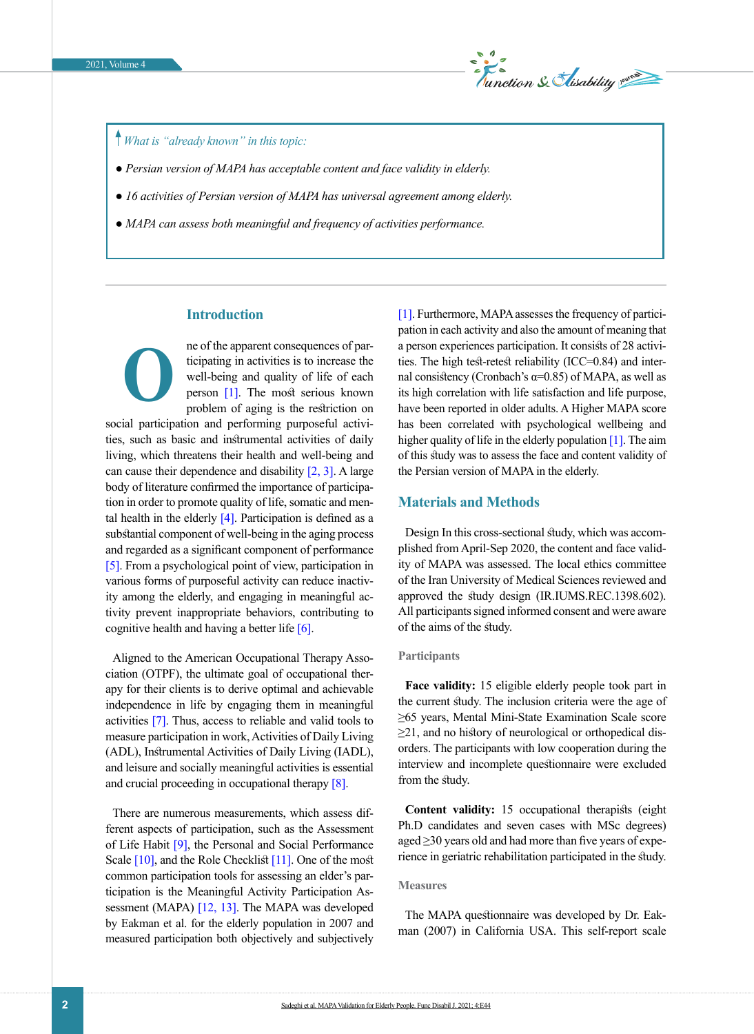*What is "already known" in this topic:*

- *Persian version of MAPA has acceptable content and face validity in elderly.*
- *16 activities of Persian version of MAPA has universal agreement among elderly.*
- *MAPA can assess both meaningful and frequency of activities performance.*

## Introduction

One of the apparent consequences of participating in activities is to increase the well-being and quality of life of each person [1]. The most serious known problem of aging is the restriction on social participation and performing purposeful activities, such as basic and instrumental activities of daily living, which threatens their health and well-being and can cause their dependence and disability [2, 3]. A large body of literature confirmed the importance of participation in order to promote quality of life, somatic and mental health in the elderly [4]. Participation is defined as a substantial component of well-being in the aging process and regarded as a significant component of performance [5]. From a psychological point of view, participation in various forms of purposeful activity can reduce inactivity among the elderly, and engaging in meaningful activity prevent inappropriate behaviors, contributing to cognitive health and having a better life [6].

Aligned to the American Occupational Therapy Association (OTPF), the ultimate goal of occupational therapy for their clients is to derive optimal and achievable independence in life by engaging them in meaningful activities [7]. Thus, access to reliable and valid tools to measure participation in work, Activities of Daily Living (ADL), Instrumental Activities of Daily Living (IADL), and leisure and socially meaningful activities is essential and crucial proceeding in occupational therapy [8].

There are numerous measurements, which assess different aspects of participation, such as the Assessment of Life Habit [9], the Personal and Social Performance Scale [10], and the Role Checklist [11]. One of the most common participation tools for assessing an elder's participation is the Meaningful Activity Participation Assessment (MAPA) [12, 13]. The MAPA was developed by Eakman et al. for the elderly population in 2007 and measured participation both objectively and subjectively [1]. Furthermore, MAPA assesses the frequency of participation in each activity and also the amount of meaning that a person experiences participation. It consists of 28 activities. The high test-retest reliability (ICC=0.84) and internal consistency (Cronbach's α=0.85) of MAPA, as well as its high correlation with life satisfaction and life purpose, have been reported in older adults. A Higher MAPA score has been correlated with psychological wellbeing and higher quality of life in the elderly population [1]. The aim of this study was to assess the face and content validity of the Persian version of MAPA in the elderly.

## Materials and Methods

Design In this cross-sectional study, which was accomplished from April-Sep 2020, the content and face validity of MAPA was assessed. The local ethics committee of the Iran University of Medical Sciences reviewed and approved the study design (IR.IUMS.REC.1398.602). All participants signed informed consent and were aware of the aims of the study.

### Participants

**Face validity:** 15 eligible elderly people took part in the current study. The inclusion criteria were the age of ≥65 years, Mental Mini-State Examination Scale score ≥21, and no history of neurological or orthopedical disorders. The participants with low cooperation during the interview and incomplete questionnaire were excluded from the study.

**Content validity:** 15 occupational therapists (eight Ph.D candidates and seven cases with MSc degrees) aged ≥30 years old and had more than five years of experience in geriatric rehabilitation participated in the study.

### Measures

The MAPA questionnaire was developed by Dr. Eakman (2007) in California USA. This self-report scale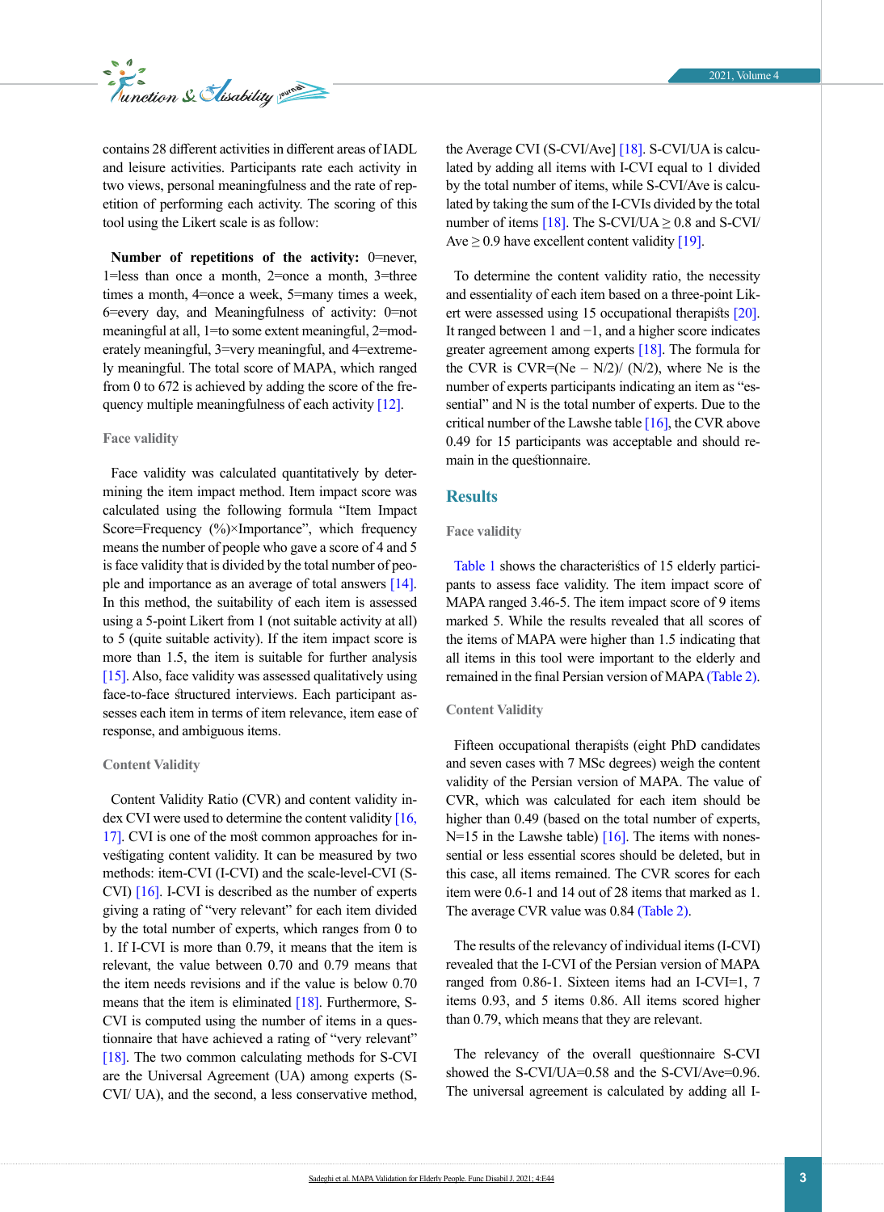contains 28 different activities in different areas of IADL and leisure activities. Participants rate each activity in two views, personal meaningfulness and the rate of repetition of performing each activity. The scoring of this tool using the Likert scale is as follow:

**Number of repetitions of the activity:** 0=never, 1=less than once a month, 2=once a month, 3=three times a month, 4=once a week, 5=many times a week, 6=every day, and Meaningfulness of activity: 0=not meaningful at all, 1=to some extent meaningful, 2=moderately meaningful, 3=very meaningful, and 4=extremely meaningful. The total score of MAPA, which ranged from 0 to 672 is achieved by adding the score of the frequency multiple meaningfulness of each activity [12].

### Face validity

Face validity was calculated quantitatively by determining the item impact method. Item impact score was calculated using the following formula "Item Impact Score=Frequency (%)×Importance", which frequency means the number of people who gave a score of 4 and 5 is face validity that is divided by the total number of people and importance as an average of total answers [14]. In this method, the suitability of each item is assessed using a 5-point Likert from 1 (not suitable activity at all) to 5 (quite suitable activity). If the item impact score is more than 1.5, the item is suitable for further analysis [15]. Also, face validity was assessed qualitatively using face-to-face structured interviews. Each participant assesses each item in terms of item relevance, item ease of response, and ambiguous items.

### Content Validity

Content Validity Ratio (CVR) and content validity index CVI were used to determine the content validity [16, 17]. CVI is one of the most common approaches for investigating content validity. It can be measured by two methods: item-CVI (I-CVI) and the scale-level-CVI (S-CVI) [16]. I-CVI is described as the number of experts giving a rating of "very relevant" for each item divided by the total number of experts, which ranges from 0 to 1. If I-CVI is more than 0.79, it means that the item is relevant, the value between 0.70 and 0.79 means that the item needs revisions and if the value is below 0.70 means that the item is eliminated [18]. Furthermore, S-CVI is computed using the number of items in a questionnaire that have achieved a rating of "very relevant" [18]. The two common calculating methods for S-CVI are the Universal Agreement (UA) among experts (S-CVI/ UA), and the second, a less conservative method, the Average CVI (S-CVI/Ave] [18]. S-CVI/UA is calculated by adding all items with I-CVI equal to 1 divided by the total number of items, while S-CVI/Ave is calculated by taking the sum of the I-CVIs divided by the total number of items [18]. The S-CVI/UA $\geq$ 0.8 and S-CVI/Ave $\geq$ 0.9 have excellent content validity [19].

To determine the content validity ratio, the necessity and essentiality of each item based on a three-point Likert were assessed using 15 occupational therapists [20]. It ranged between 1 and −1, and a higher score indicates greater agreement among experts [18]. The formula for the CVR is CVR=(Ne – N/2)/ (N/2), where Ne is the number of experts participants indicating an item as "essential" and N is the total number of experts. Due to the critical number of the Lawshe table [16], the CVR above 0.49 for 15 participants was acceptable and should remain in the questionnaire.

## Results

### Face validity

Table 1 shows the characteristics of 15 elderly participants to assess face validity. The item impact score of MAPA ranged 3.46-5. The item impact score of 9 items marked 5. While the results revealed that all scores of the items of MAPA were higher than 1.5 indicating that all items in this tool were important to the elderly and remained in the final Persian version of MAPA (Table 2).

### Content Validity

Fifteen occupational therapists (eight PhD candidates and seven cases with 7 MSc degrees) weigh the content validity of the Persian version of MAPA. The value of CVR, which was calculated for each item should be higher than 0.49 (based on the total number of experts, N=15 in the Lawshe table) [16]. The items with nonessential or less essential scores should be deleted, but in this case, all items remained. The CVR scores for each item were 0.6-1 and 14 out of 28 items that marked as 1. The average CVR value was 0.84 (Table 2).

The results of the relevancy of individual items (I-CVI) revealed that the I-CVI of the Persian version of MAPA ranged from 0.86-1. Sixteen items had an I-CVI=1, 7 items 0.93, and 5 items 0.86. All items scored higher than 0.79, which means that they are relevant.

The relevancy of the overall questionnaire S-CVI showed the S-CVI/UA=0.58 and the S-CVI/Ave=0.96. The universal agreement is calculated by adding all I-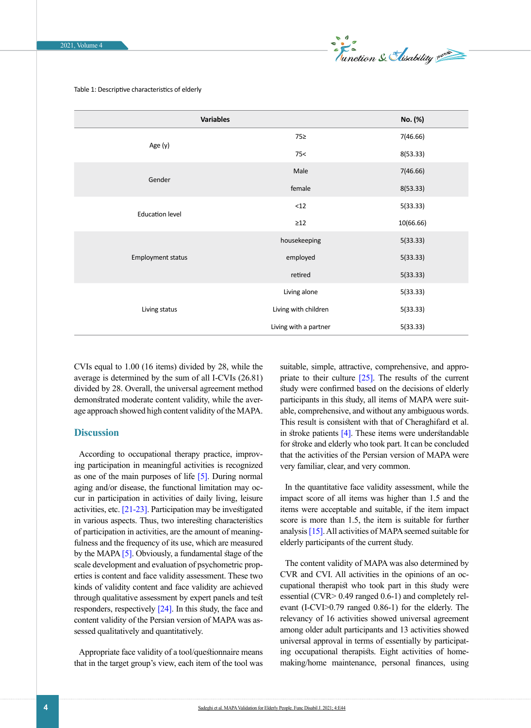Table 1: Descriptive characteristics of elderly

| Variables | | No. (%) |
|---|---|---|
| Age (y) | 75≥ | 7(46.66) |
| | 75< | 8(53.33) |
| Gender | Male | 7(46.66) |
| | female | 8(53.33) |
| Education level | <12 | 5(33.33) |
| | ≥12 | 10(66.66) |
| Employment status | housekeeping | 5(33.33) |
| | employed | 5(33.33) |
| | retired | 5(33.33) |
| Living status | Living alone | 5(33.33) |
| | Living with children | 5(33.33) |
| | Living with a partner | 5(33.33) |

CVIs equal to 1.00 (16 items) divided by 28, while the average is determined by the sum of all I-CVIs (26.81) divided by 28. Overall, the universal agreement method demonstrated moderate content validity, while the average approach showed high content validity of the MAPA.

## Discussion

According to occupational therapy practice, improving participation in meaningful activities is recognized as one of the main purposes of life [5]. During normal aging and/or disease, the functional limitation may occur in participation in activities of daily living, leisure activities, etc. [21-23]. Participation may be investigated in various aspects. Thus, two interesting characteristics of participation in activities, are the amount of meaningfulness and the frequency of its use, which are measured by the MAPA [5]. Obviously, a fundamental stage of the scale development and evaluation of psychometric properties is content and face validity assessment. These two kinds of validity content and face validity are achieved through qualitative assessment by expert panels and test responders, respectively [24]. In this study, the face and content validity of the Persian version of MAPA was assessed qualitatively and quantitatively.

Appropriate face validity of a tool/questionnaire means that in the target group's view, each item of the tool was suitable, simple, attractive, comprehensive, and appropriate to their culture [25]. The results of the current study were confirmed based on the decisions of elderly participants in this study, all items of MAPA were suitable, comprehensive, and without any ambiguous words. This result is consistent with that of Cheraghifard et al. in stroke patients [4]. These items were understandable for stroke and elderly who took part. It can be concluded that the activities of the Persian version of MAPA were very familiar, clear, and very common.

In the quantitative face validity assessment, while the impact score of all items was higher than 1.5 and the items were acceptable and suitable, if the item impact score is more than 1.5, the item is suitable for further analysis [15]. All activities of MAPA seemed suitable for elderly participants of the current study.

The content validity of MAPA was also determined by CVR and CVI. All activities in the opinions of an occupational therapist who took part in this study were essential (CVR> 0.49 ranged 0.6-1) and completely relevant (I-CVI>0.79 ranged 0.86-1) for the elderly. The relevancy of 16 activities showed universal agreement among older adult participants and 13 activities showed universal approval in terms of essentially by participating occupational therapists. Eight activities of home-making/home maintenance, personal finances, using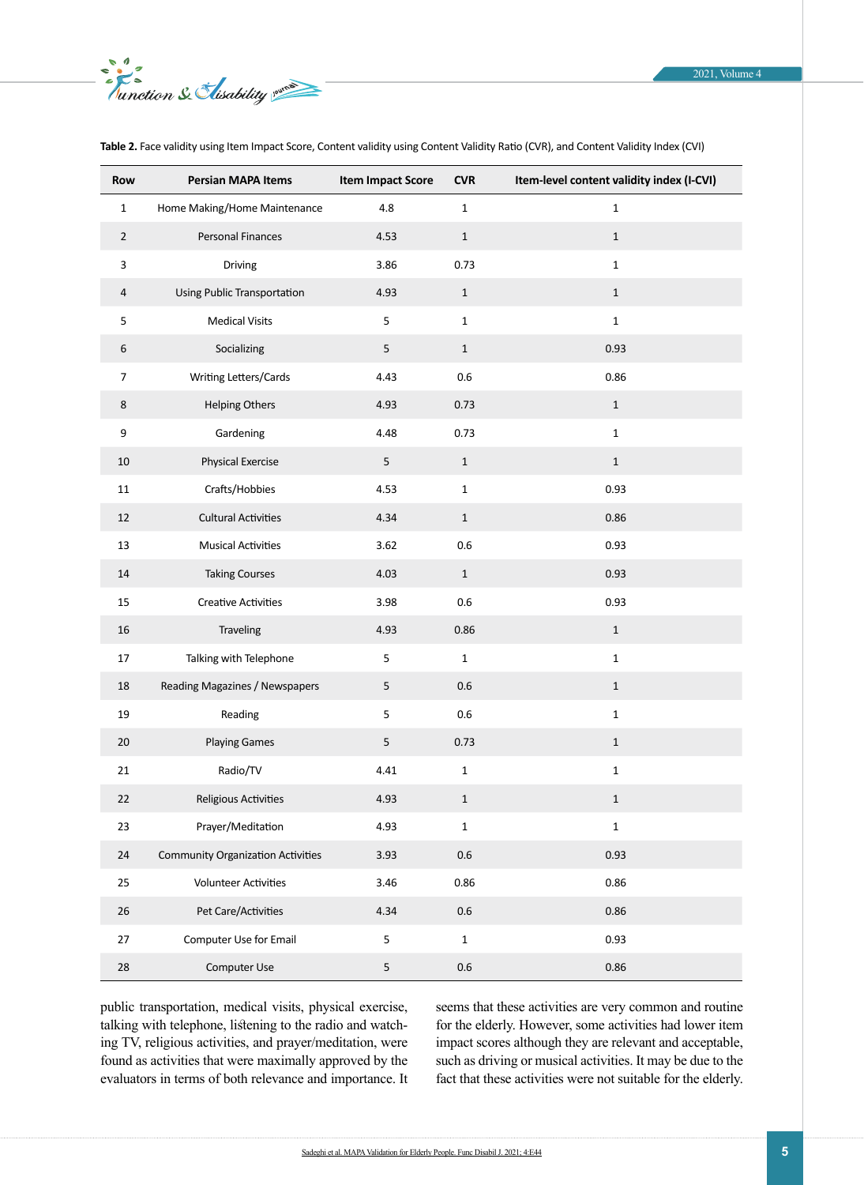**Table 2.** Face validity using Item Impact Score, Content validity using Content Validity Ratio (CVR), and Content Validity Index (CVI)

| Row | Persian MAPA Items | Item Impact Score | CVR | Item-level content validity index (I-CVI) |
|---|---|---|---|---|
| 1 | Home Making/Home Maintenance | 4.8 | 1 | 1 |
| 2 | Personal Finances | 4.53 | 1 | 1 |
| 3 | Driving | 3.86 | 0.73 | 1 |
| 4 | Using Public Transportation | 4.93 | 1 | 1 |
| 5 | Medical Visits | 5 | 1 | 1 |
| 6 | Socializing | 5 | 1 | 0.93 |
| 7 | Writing Letters/Cards | 4.43 | 0.6 | 0.86 |
| 8 | Helping Others | 4.93 | 0.73 | 1 |
| 9 | Gardening | 4.48 | 0.73 | 1 |
| 10 | Physical Exercise | 5 | 1 | 1 |
| 11 | Crafts/Hobbies | 4.53 | 1 | 0.93 |
| 12 | Cultural Activities | 4.34 | 1 | 0.86 |
| 13 | Musical Activities | 3.62 | 0.6 | 0.93 |
| 14 | Taking Courses | 4.03 | 1 | 0.93 |
| 15 | Creative Activities | 3.98 | 0.6 | 0.93 |
| 16 | Traveling | 4.93 | 0.86 | 1 |
| 17 | Talking with Telephone | 5 | 1 | 1 |
| 18 | Reading Magazines / Newspapers | 5 | 0.6 | 1 |
| 19 | Reading | 5 | 0.6 | 1 |
| 20 | Playing Games | 5 | 0.73 | 1 |
| 21 | Radio/TV | 4.41 | 1 | 1 |
| 22 | Religious Activities | 4.93 | 1 | 1 |
| 23 | Prayer/Meditation | 4.93 | 1 | 1 |
| 24 | Community Organization Activities | 3.93 | 0.6 | 0.93 |
| 25 | Volunteer Activities | 3.46 | 0.86 | 0.86 |
| 26 | Pet Care/Activities | 4.34 | 0.6 | 0.86 |
| 27 | Computer Use for Email | 5 | 1 | 0.93 |
| 28 | Computer Use | 5 | 0.6 | 0.86 |

public transportation, medical visits, physical exercise, talking with telephone, listening to the radio and watching TV, religious activities, and prayer/meditation, were found as activities that were maximally approved by the evaluators in terms of both relevance and importance. It seems that these activities are very common and routine for the elderly. However, some activities had lower item impact scores although they are relevant and acceptable, such as driving or musical activities. It may be due to the fact that these activities were not suitable for the elderly.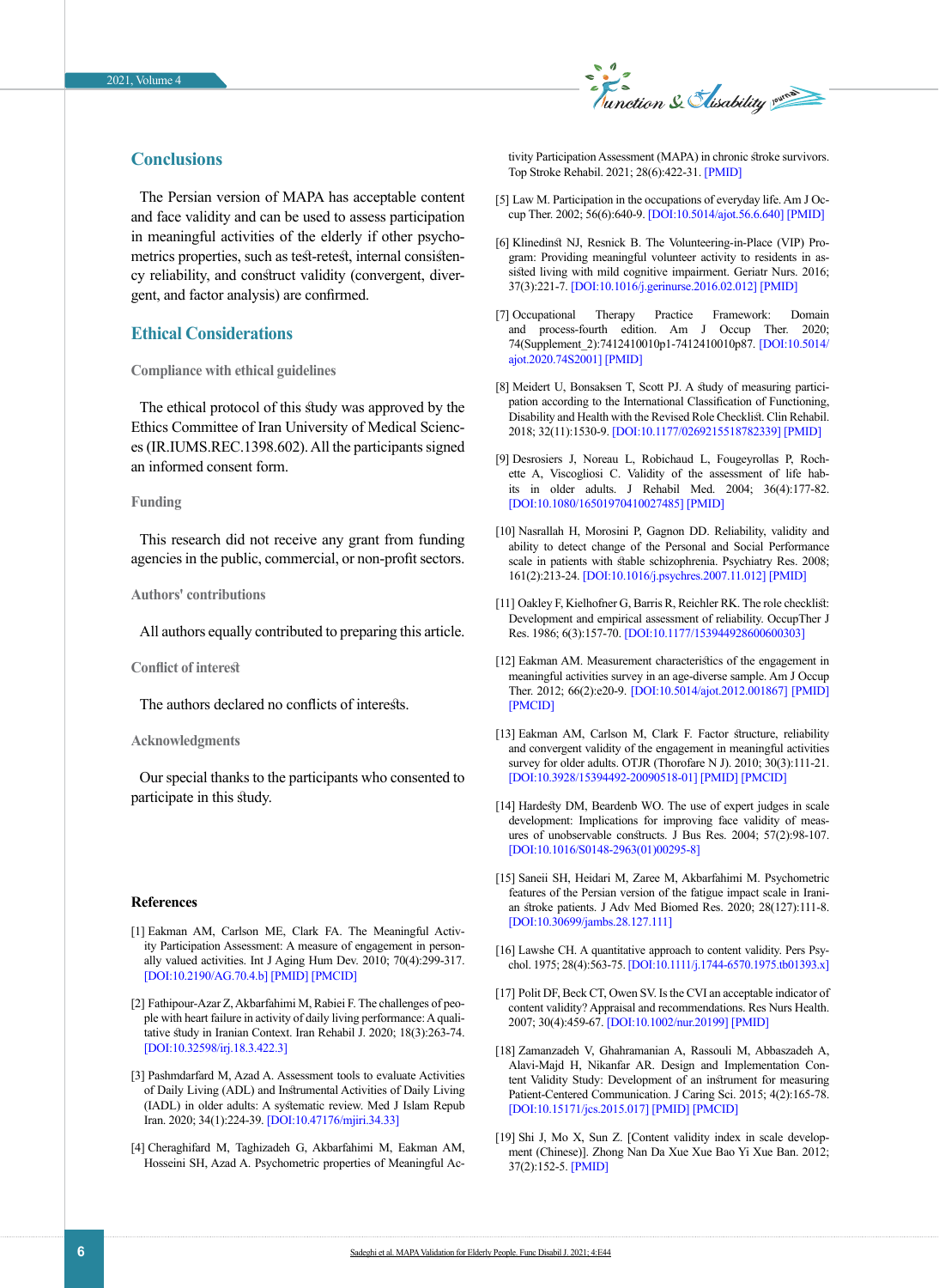## Conclusions

The Persian version of MAPA has acceptable content and face validity and can be used to assess participation in meaningful activities of the elderly if other psychometrics properties, such as test-retest, internal consistency reliability, and construct validity (convergent, divergent, and factor analysis) are confirmed.

## Ethical Considerations

### Compliance with ethical guidelines

The ethical protocol of this study was approved by the Ethics Committee of Iran University of Medical Sciences (IR.IUMS.REC.1398.602). All the participants signed an informed consent form.

### Funding

This research did not receive any grant from funding agencies in the public, commercial, or non-profit sectors.

### Authors' contributions

All authors equally contributed to preparing this article.

### Conflict of interest

The authors declared no conflicts of interests.

### Acknowledgments

Our special thanks to the participants who consented to participate in this study.

### References

[1] Eakman AM, Carlson ME, Clark FA. The Meaningful Activity Participation Assessment: A measure of engagement in personally valued activities. Int J Aging Hum Dev. 2010; 70(4):299-317. [DOI:10.2190/AG.70.4.b] [PMID] [PMCID]

[2] Fathipour-Azar Z, Akbarfahimi M, Rabiei F. The challenges of people with heart failure in activity of daily living performance: A qualitative study in Iranian Context. Iran Rehabil J. 2020; 18(3):263-74. [DOI:10.32598/irj.18.3.422.3]

[3] Pashmdarfard M, Azad A. Assessment tools to evaluate Activities of Daily Living (ADL) and Instrumental Activities of Daily Living (IADL) in older adults: A systematic review. Med J Islam Repub Iran. 2020; 34(1):224-39. [DOI:10.47176/mjiri.34.33]

[4] Cheraghifard M, Taghizadeh G, Akbarfahimi M, Eakman AM, Hosseini SH, Azad A. Psychometric properties of Meaningful Activity Participation Assessment (MAPA) in chronic stroke survivors. Top Stroke Rehabil. 2021; 28(6):422-31. [PMID]

[5] Law M. Participation in the occupations of everyday life. Am J Occup Ther. 2002; 56(6):640-9. [DOI:10.5014/ajot.56.6.640] [PMID]

[6] Klinedinst NJ, Resnick B. The Volunteering-in-Place (VIP) Program: Providing meaningful volunteer activity to residents in assisted living with mild cognitive impairment. Geriatr Nurs. 2016; 37(3):221-7. [DOI:10.1016/j.gerinurse.2016.02.012] [PMID]

[7] Occupational Therapy Practice Framework: Domain and process-fourth edition. Am J Occup Ther. 2020; 74(Supplement_2):7412410010p1-7412410010p87. [DOI:10.5014/ajot.2020.74S2001] [PMID]

[8] Meidert U, Bonsaksen T, Scott PJ. A study of measuring participation according to the International Classification of Functioning, Disability and Health with the Revised Role Checklist. Clin Rehabil. 2018; 32(11):1530-9. [DOI:10.1177/0269215518782339] [PMID]

[9] Desrosiers J, Noreau L, Robichaud L, Fougeyrollas P, Rochette A, Viscogliosi C. Validity of the assessment of life habits in older adults. J Rehabil Med. 2004; 36(4):177-82. [DOI:10.1080/16501970410027485] [PMID]

[10] Nasrallah H, Morosini P, Gagnon DD. Reliability, validity and ability to detect change of the Personal and Social Performance scale in patients with stable schizophrenia. Psychiatry Res. 2008; 161(2):213-24. [DOI:10.1016/j.psychres.2007.11.012] [PMID]

[11] Oakley F, Kielhofner G, Barris R, Reichler RK. The role checklist: Development and empirical assessment of reliability. OccupTher J Res. 1986; 6(3):157-70. [DOI:10.1177/153944928600600303]

[12] Eakman AM. Measurement characteristics of the engagement in meaningful activities survey in an age-diverse sample. Am J Occup Ther. 2012; 66(2):e20-9. [DOI:10.5014/ajot.2012.001867] [PMID] [PMCID]

[13] Eakman AM, Carlson M, Clark F. Factor structure, reliability and convergent validity of the engagement in meaningful activities survey for older adults. OTJR (Thorofare N J). 2010; 30(3):111-21. [DOI:10.3928/15394492-20090518-01] [PMID] [PMCID]

[14] Hardesty DM, Beardenb WO. The use of expert judges in scale development: Implications for improving face validity of measures of unobservable constructs. J Bus Res. 2004; 57(2):98-107. [DOI:10.1016/S0148-2963(01)00295-8]

[15] Saneii SH, Heidari M, Zaree M, Akbarfahimi M. Psychometric features of the Persian version of the fatigue impact scale in Iranian stroke patients. J Adv Med Biomed Res. 2020; 28(127):111-8. [DOI:10.30699/jambs.28.127.111]

[16] Lawshe CH. A quantitative approach to content validity. Pers Psychol. 1975; 28(4):563-75. [DOI:10.1111/j.1744-6570.1975.tb01393.x]

[17] Polit DF, Beck CT, Owen SV. Is the CVI an acceptable indicator of content validity? Appraisal and recommendations. Res Nurs Health. 2007; 30(4):459-67. [DOI:10.1002/nur.20199] [PMID]

[18] Zamanzadeh V, Ghahramanian A, Rassouli M, Abbaszadeh A, Alavi-Majd H, Nikanfar AR. Design and Implementation Content Validity Study: Development of an instrument for measuring Patient-Centered Communication. J Caring Sci. 2015; 4(2):165-78. [DOI:10.15171/jcs.2015.017] [PMID] [PMCID]

[19] Shi J, Mo X, Sun Z. [Content validity index in scale development (Chinese)]. Zhong Nan Da Xue Xue Bao Yi Xue Ban. 2012; 37(2):152-5. [PMID]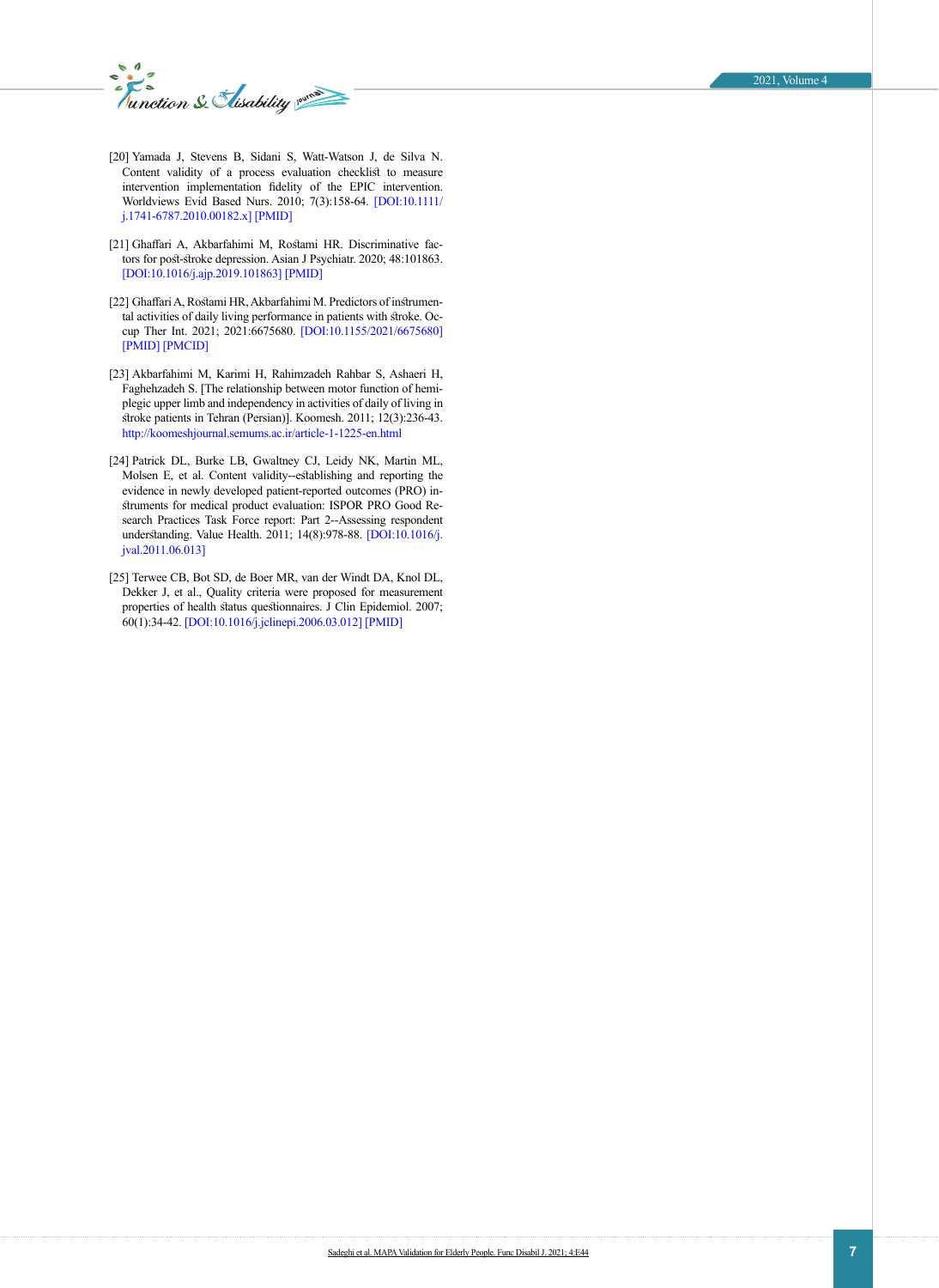[20] Yamada J, Stevens B, Sidani S, Watt-Watson J, de Silva N. Content validity of a process evaluation checklist to measure intervention implementation fidelity of the EPIC intervention. Worldviews Evid Based Nurs. 2010; 7(3):158-64. [DOI:10.1111/j.1741-6787.2010.00182.x] [PMID]

[21] Ghaffari A, Akbarfahimi M, Rostami HR. Discriminative factors for post-stroke depression. Asian J Psychiatr. 2020; 48:101863. [DOI:10.1016/j.ajp.2019.101863] [PMID]

[22] Ghaffari A, Rostami HR, Akbarfahimi M. Predictors of instrumental activities of daily living performance in patients with stroke. Occup Ther Int. 2021; 2021:6675680. [DOI:10.1155/2021/6675680] [PMID] [PMCID]

[23] Akbarfahimi M, Karimi H, Rahimzadeh Rahbar S, Ashaeri H, Faghehzadeh S. [The relationship between motor function of hemiplegic upper limb and independency in activities of daily of living in stroke patients in Tehran (Persian)]. Koomesh. 2011; 12(3):236-43. http://koomeshjournal.semums.ac.ir/article-1-1225-en.html

[24] Patrick DL, Burke LB, Gwaltney CJ, Leidy NK, Martin ML, Molsen E, et al. Content validity--establishing and reporting the evidence in newly developed patient-reported outcomes (PRO) instruments for medical product evaluation: ISPOR PRO Good Research Practices Task Force report: Part 2--Assessing respondent understanding. Value Health. 2011; 14(8):978-88. [DOI:10.1016/j.jval.2011.06.013]

[25] Terwee CB, Bot SD, de Boer MR, van der Windt DA, Knol DL, Dekker J, et al., Quality criteria were proposed for measurement properties of health status questionnaires. J Clin Epidemiol. 2007; 60(1):34-42. [DOI:10.1016/j.jclinepi.2006.03.012] [PMID]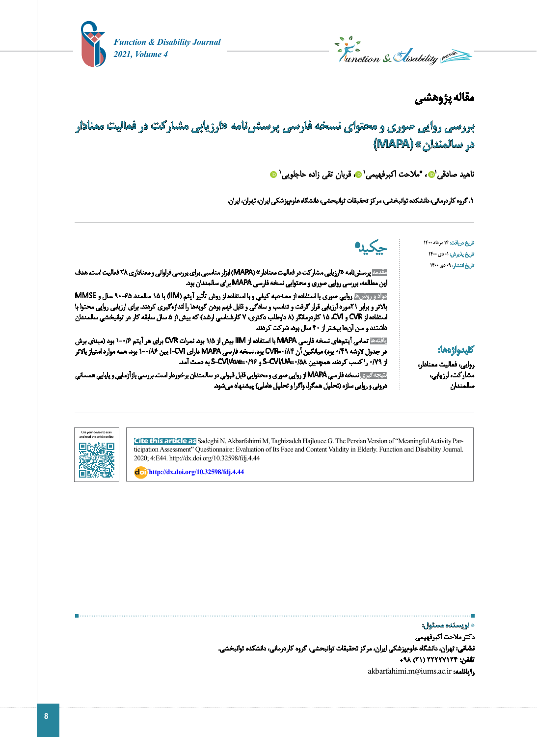مقاله پژوهشی

# بررسی روایی صوری و محتوای نسخه فارسی پرسش‌نامه «ارزیابی مشارکت در فعالیت معنادار در سالمندان» (MAPA)

ناهید صادقی[1]، *ملاحت اکبرفهیمی[1]، قربان تقی زاده حاجلویی[1]

۱. گروه کاردرمانی، دانشکده توانبخشی، مرکز تحقیقات توانبخشی، دانشگاه علوم‌پزشکی ایران، تهران، ایران.

تاریخ دریافت: ۱۴ مرداد ۱۴۰۰
تاریخ پذیرش: ۰۱ دی ۱۴۰۰
تاریخ انتشار: ۰۹ دی ۱۴۰۰

## چکیده

**مقدمه** پرسش‌نامه «ارزیابی مشارکت در فعالیت معنادار» (MAPA) ابزار مناسبی برای بررسی فراوانی و معناداری ۲۸ فعالیت است. هدف این مطالعه، بررسی روایی صوری و محتوایی نسخه فارسی MAPA برای سالمندان بود.

**مواد و روش‌ها** روایی صوری با استفاده از مصاحبه کیفی و با استفاده از روش تأثیر آیتم (IIM) با ۱۵ سالمند ۶۵-۹۰ سال و MMSE بالاتر و برابر ۲۱مورد ارزیابی قرار گرفت و تناسب و سادگی و قابل فهم بودن گویه‌ها را اندازه‌گیری کردند. برای ارزیابی روایی محتوا با استفاده از CVR و CVI، ۱۵ کاردرمانگر (۸ داوطلب دکتری، ۷ کارشناسی ارشد) که بیش از ۵ سال سابقه کار در توانبخشی سالمندان داشتند و سن آن‌ها بیشتر از ۳۰ سال بود، شرکت کردند.

**یافته‌ها** تمامی آیتم‌های نسخه فارسی MAPA با استفاده از IIM بیش از ۱/۵ بود. نمرات CVR برای هر آیتم ۰/۶-۱ بود (مبنای برش در جدول لاوشه ۰/۴۹ بود) میانگین آن CVR=۰/۸۴ بود. نسخه فارسی MAPA دارای I-CVI بین ۰/۸۶-۱ بود. همه موارد امتیاز بالاتر از ۰/۷۹ را کسب کردند. همچنین S-CVI/UA=۰/۵۸ و S-CVI/Ave=۰/۹۶ به دست آمد.

**نتیجه‌گیری** نسخه فارسی MAPA از روایی صوری و محتوایی قابل قبولی در سالمندان برخوردار است. بررسی بازآزمایی و پایایی همسانی درونی و روایی سازه (تحلیل همگرا، واگرا و تحلیل عاملی) پیشنهاد می‌شود.

**کلیدواژه‌ها:**
روایی، فعالیت معنادار، مشارکت، ارزیابی، سالمندان

**Cite this article as** Sadeghi N, Akbarfahimi M, Taghizadeh Hajlouee G. The Persian Version of "Meaningful Activity Participation Assessment" Questionnaire: Evaluation of Its Face and Content Validity in Elderly. Function and Disability Journal. 2020; 4:E44. http://dx.doi.org/10.32598/fdj.4.44

http://dx.doi.org/10.32598/fdj.4.44

* نویسنده مسئول:
دکتر ملاحت اکبرفهیمی
نشانی: تهران، دانشگاه علوم‌پزشکی ایران، مرکز تحقیقات توانبخشی، گروه کاردرمانی، دانشکده توانبخشی.
تلفن: ۲۲۲۲۷۱۲۴ (۲۱) ۹۸+
رایانامه: akbarfahimi.m@iums.ac.ir